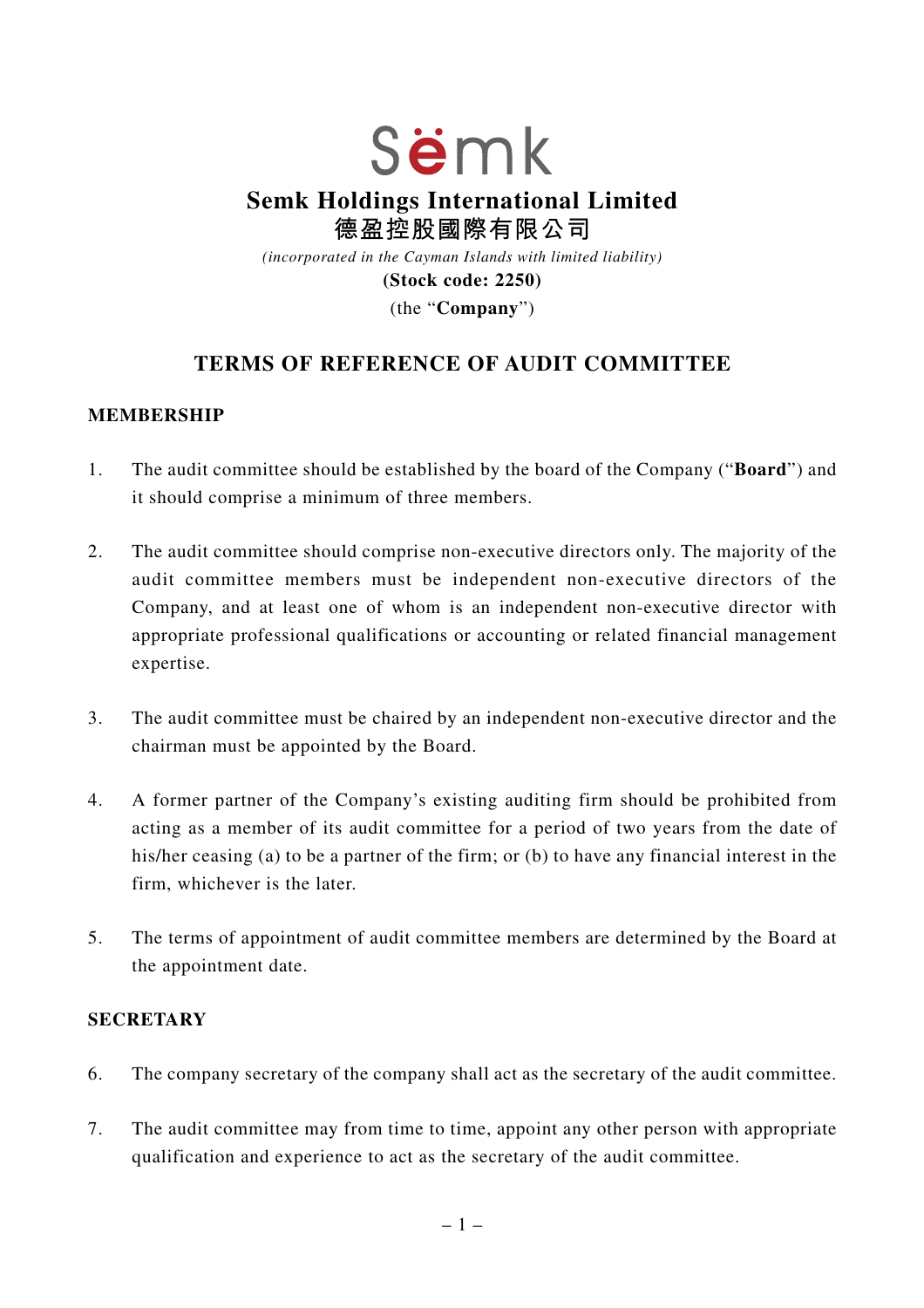Sëmk

# Semk Holdings International Limited
# 德盈控股國際有限公司

*(incorporated in the Cayman Islands with limited liability)*

**(Stock code: 2250)**

(the "**Company**")

## TERMS OF REFERENCE OF AUDIT COMMITTEE

### MEMBERSHIP

1. The audit committee should be established by the board of the Company ("**Board**") and it should comprise a minimum of three members.

2. The audit committee should comprise non-executive directors only. The majority of the audit committee members must be independent non-executive directors of the Company, and at least one of whom is an independent non-executive director with appropriate professional qualifications or accounting or related financial management expertise.

3. The audit committee must be chaired by an independent non-executive director and the chairman must be appointed by the Board.

4. A former partner of the Company's existing auditing firm should be prohibited from acting as a member of its audit committee for a period of two years from the date of his/her ceasing (a) to be a partner of the firm; or (b) to have any financial interest in the firm, whichever is the later.

5. The terms of appointment of audit committee members are determined by the Board at the appointment date.

### SECRETARY

6. The company secretary of the company shall act as the secretary of the audit committee.

7. The audit committee may from time to time, appoint any other person with appropriate qualification and experience to act as the secretary of the audit committee.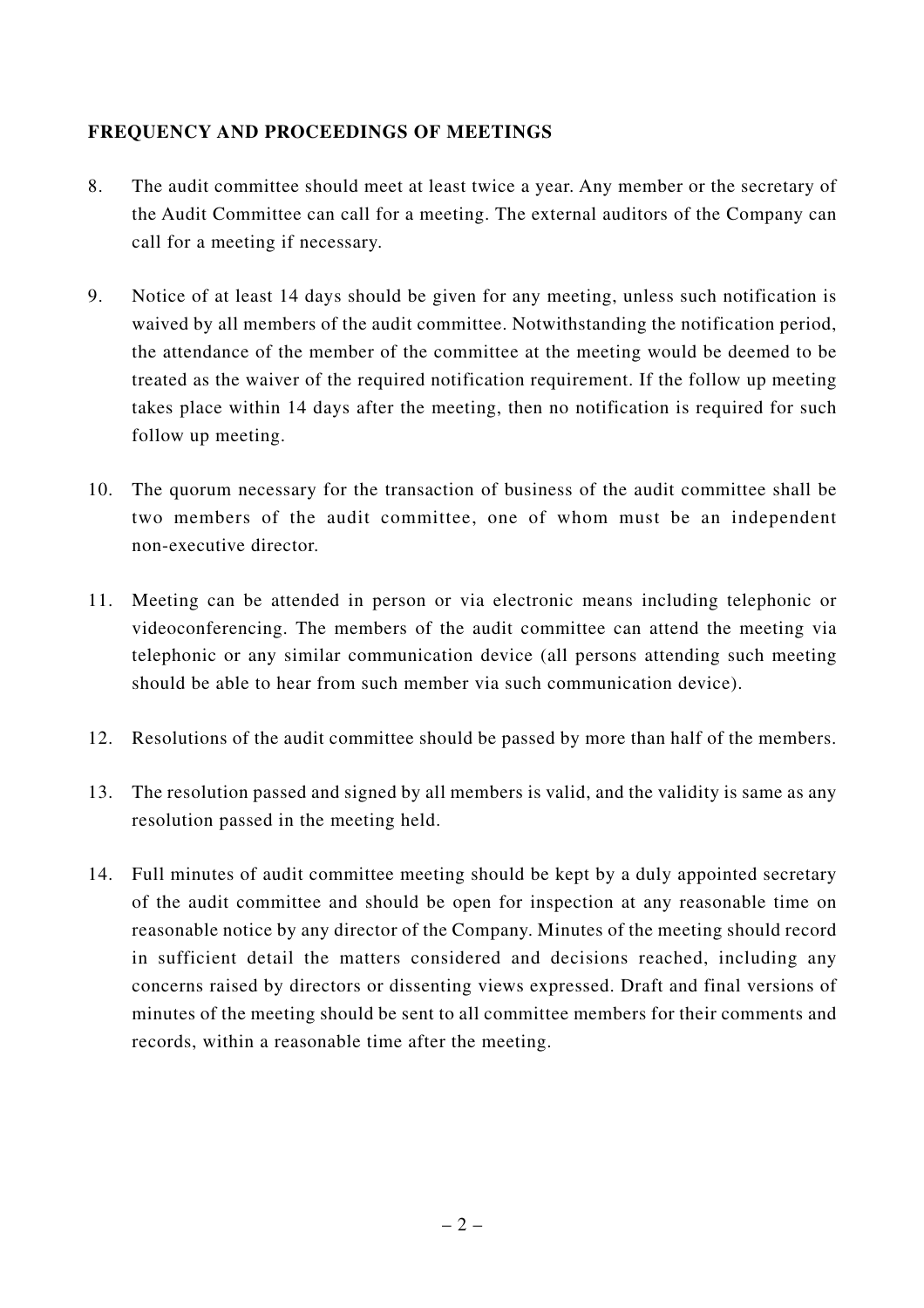## FREQUENCY AND PROCEEDINGS OF MEETINGS

8. The audit committee should meet at least twice a year. Any member or the secretary of the Audit Committee can call for a meeting. The external auditors of the Company can call for a meeting if necessary.

9. Notice of at least 14 days should be given for any meeting, unless such notification is waived by all members of the audit committee. Notwithstanding the notification period, the attendance of the member of the committee at the meeting would be deemed to be treated as the waiver of the required notification requirement. If the follow up meeting takes place within 14 days after the meeting, then no notification is required for such follow up meeting.

10. The quorum necessary for the transaction of business of the audit committee shall be two members of the audit committee, one of whom must be an independent non-executive director.

11. Meeting can be attended in person or via electronic means including telephonic or videoconferencing. The members of the audit committee can attend the meeting via telephonic or any similar communication device (all persons attending such meeting should be able to hear from such member via such communication device).

12. Resolutions of the audit committee should be passed by more than half of the members.

13. The resolution passed and signed by all members is valid, and the validity is same as any resolution passed in the meeting held.

14. Full minutes of audit committee meeting should be kept by a duly appointed secretary of the audit committee and should be open for inspection at any reasonable time on reasonable notice by any director of the Company. Minutes of the meeting should record in sufficient detail the matters considered and decisions reached, including any concerns raised by directors or dissenting views expressed. Draft and final versions of minutes of the meeting should be sent to all committee members for their comments and records, within a reasonable time after the meeting.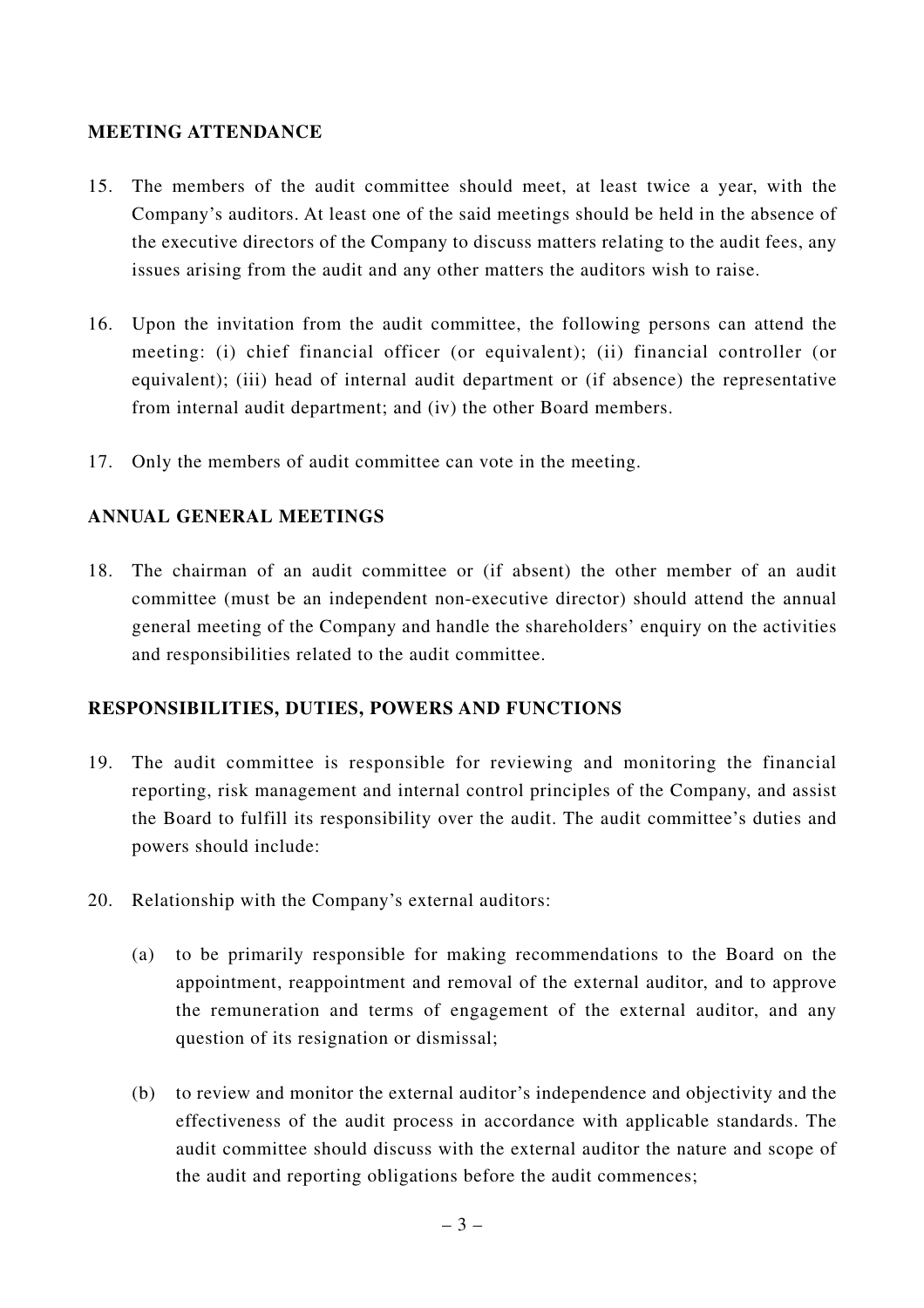## MEETING ATTENDANCE

15. The members of the audit committee should meet, at least twice a year, with the Company's auditors. At least one of the said meetings should be held in the absence of the executive directors of the Company to discuss matters relating to the audit fees, any issues arising from the audit and any other matters the auditors wish to raise.

16. Upon the invitation from the audit committee, the following persons can attend the meeting: (i) chief financial officer (or equivalent); (ii) financial controller (or equivalent); (iii) head of internal audit department or (if absence) the representative from internal audit department; and (iv) the other Board members.

17. Only the members of audit committee can vote in the meeting.

## ANNUAL GENERAL MEETINGS

18. The chairman of an audit committee or (if absent) the other member of an audit committee (must be an independent non-executive director) should attend the annual general meeting of the Company and handle the shareholders' enquiry on the activities and responsibilities related to the audit committee.

## RESPONSIBILITIES, DUTIES, POWERS AND FUNCTIONS

19. The audit committee is responsible for reviewing and monitoring the financial reporting, risk management and internal control principles of the Company, and assist the Board to fulfill its responsibility over the audit. The audit committee's duties and powers should include:

20. Relationship with the Company's external auditors:

    (a) to be primarily responsible for making recommendations to the Board on the appointment, reappointment and removal of the external auditor, and to approve the remuneration and terms of engagement of the external auditor, and any question of its resignation or dismissal;

    (b) to review and monitor the external auditor's independence and objectivity and the effectiveness of the audit process in accordance with applicable standards. The audit committee should discuss with the external auditor the nature and scope of the audit and reporting obligations before the audit commences;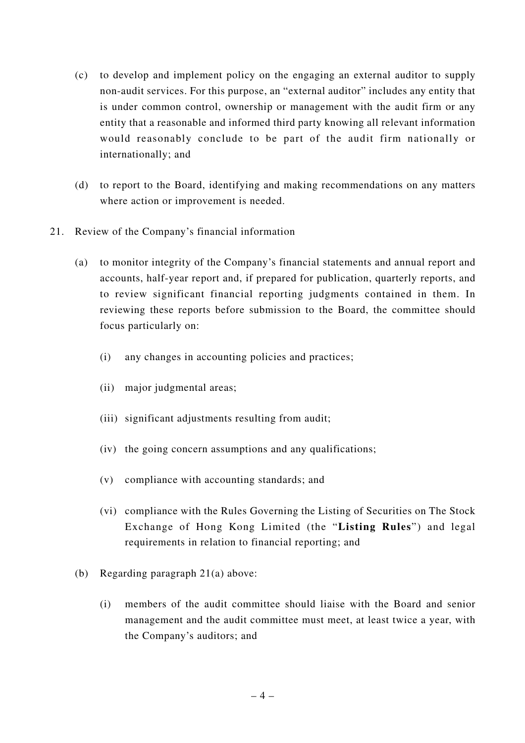(c) to develop and implement policy on the engaging an external auditor to supply non-audit services. For this purpose, an "external auditor" includes any entity that is under common control, ownership or management with the audit firm or any entity that a reasonable and informed third party knowing all relevant information would reasonably conclude to be part of the audit firm nationally or internationally; and

(d) to report to the Board, identifying and making recommendations on any matters where action or improvement is needed.

21. Review of the Company's financial information

(a) to monitor integrity of the Company's financial statements and annual report and accounts, half-year report and, if prepared for publication, quarterly reports, and to review significant financial reporting judgments contained in them. In reviewing these reports before submission to the Board, the committee should focus particularly on:

(i) any changes in accounting policies and practices;

(ii) major judgmental areas;

(iii) significant adjustments resulting from audit;

(iv) the going concern assumptions and any qualifications;

(v) compliance with accounting standards; and

(vi) compliance with the Rules Governing the Listing of Securities on The Stock Exchange of Hong Kong Limited (the "**Listing Rules**") and legal requirements in relation to financial reporting; and

(b) Regarding paragraph 21(a) above:

(i) members of the audit committee should liaise with the Board and senior management and the audit committee must meet, at least twice a year, with the Company's auditors; and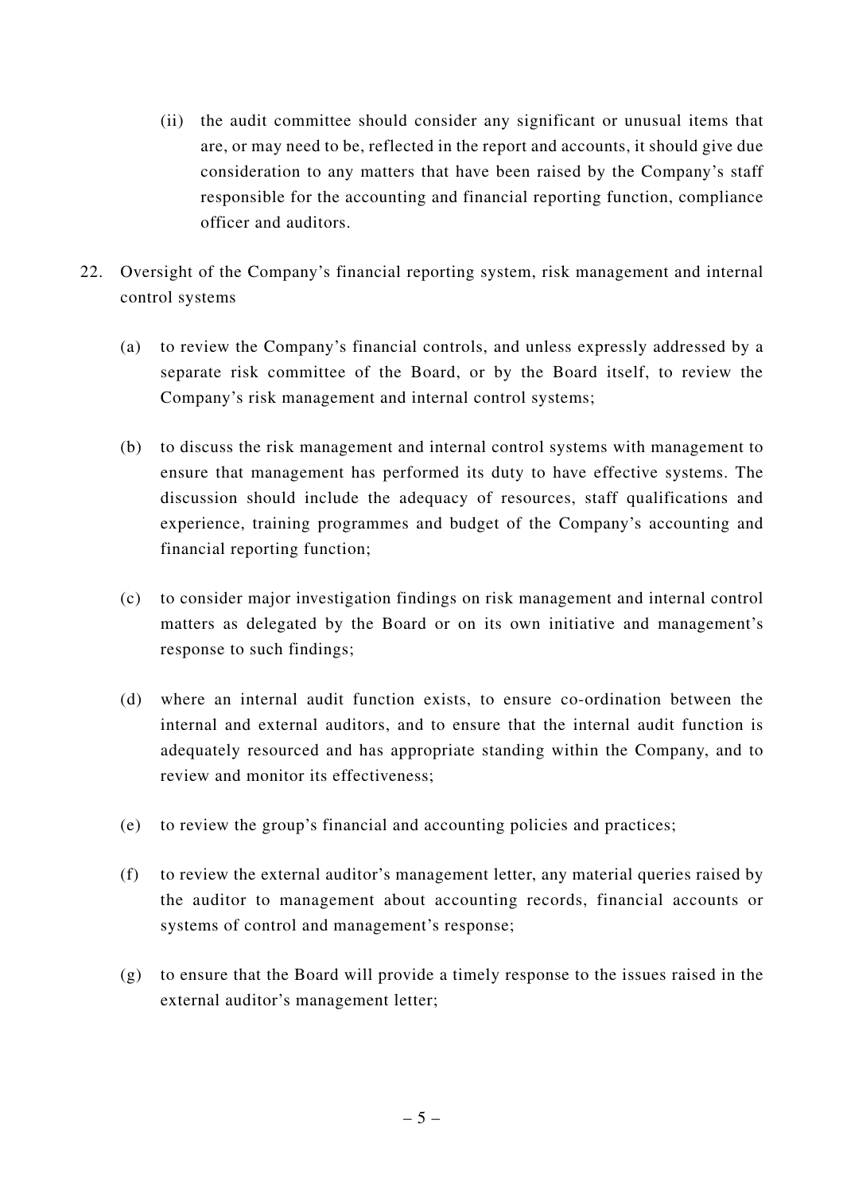(ii) the audit committee should consider any significant or unusual items that are, or may need to be, reflected in the report and accounts, it should give due consideration to any matters that have been raised by the Company's staff responsible for the accounting and financial reporting function, compliance officer and auditors.

22. Oversight of the Company's financial reporting system, risk management and internal control systems

    (a) to review the Company's financial controls, and unless expressly addressed by a separate risk committee of the Board, or by the Board itself, to review the Company's risk management and internal control systems;

    (b) to discuss the risk management and internal control systems with management to ensure that management has performed its duty to have effective systems. The discussion should include the adequacy of resources, staff qualifications and experience, training programmes and budget of the Company's accounting and financial reporting function;

    (c) to consider major investigation findings on risk management and internal control matters as delegated by the Board or on its own initiative and management's response to such findings;

    (d) where an internal audit function exists, to ensure co-ordination between the internal and external auditors, and to ensure that the internal audit function is adequately resourced and has appropriate standing within the Company, and to review and monitor its effectiveness;

    (e) to review the group's financial and accounting policies and practices;

    (f) to review the external auditor's management letter, any material queries raised by the auditor to management about accounting records, financial accounts or systems of control and management's response;

    (g) to ensure that the Board will provide a timely response to the issues raised in the external auditor's management letter;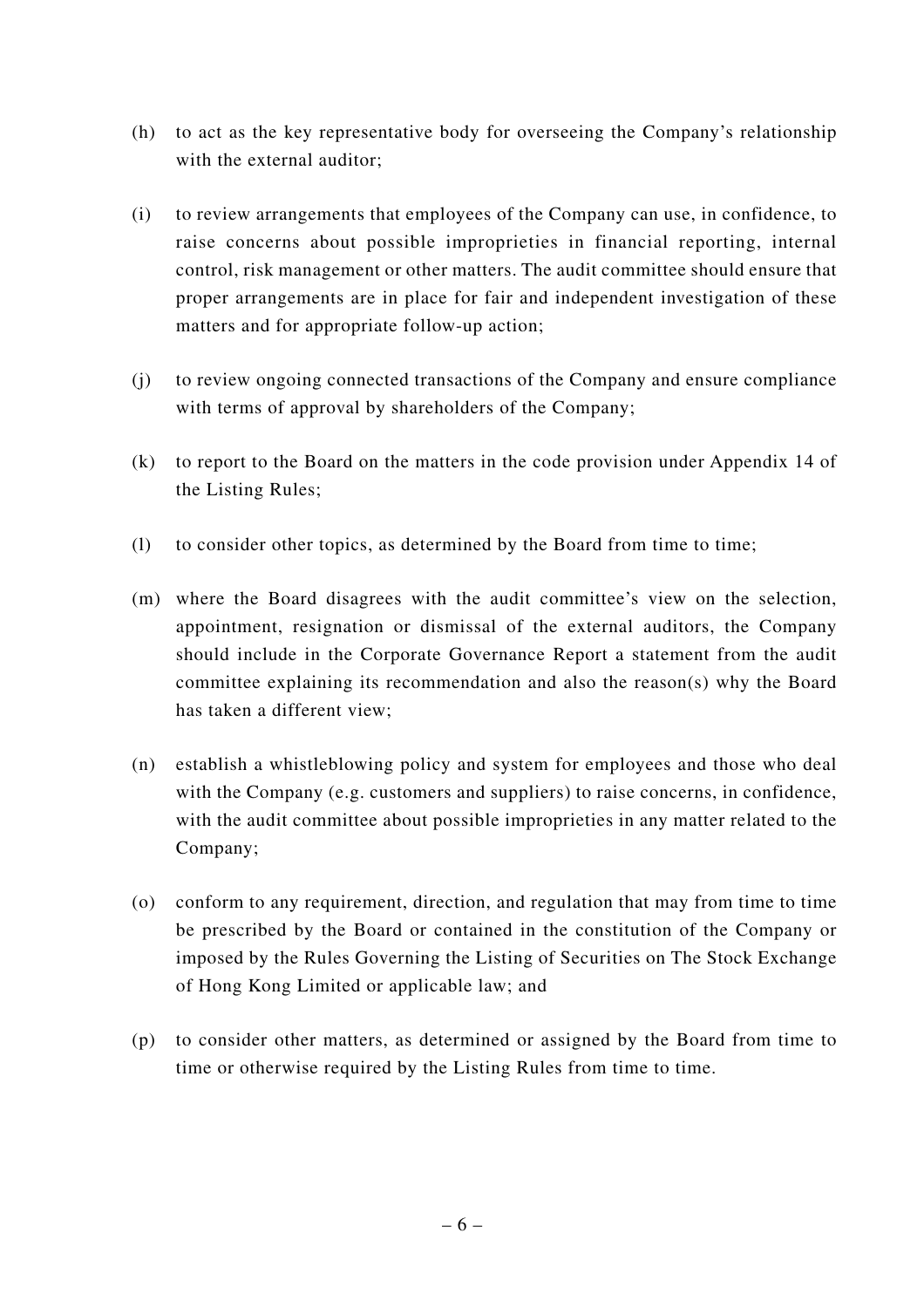(h) to act as the key representative body for overseeing the Company's relationship with the external auditor;

(i) to review arrangements that employees of the Company can use, in confidence, to raise concerns about possible improprieties in financial reporting, internal control, risk management or other matters. The audit committee should ensure that proper arrangements are in place for fair and independent investigation of these matters and for appropriate follow-up action;

(j) to review ongoing connected transactions of the Company and ensure compliance with terms of approval by shareholders of the Company;

(k) to report to the Board on the matters in the code provision under Appendix 14 of the Listing Rules;

(l) to consider other topics, as determined by the Board from time to time;

(m) where the Board disagrees with the audit committee's view on the selection, appointment, resignation or dismissal of the external auditors, the Company should include in the Corporate Governance Report a statement from the audit committee explaining its recommendation and also the reason(s) why the Board has taken a different view;

(n) establish a whistleblowing policy and system for employees and those who deal with the Company (e.g. customers and suppliers) to raise concerns, in confidence, with the audit committee about possible improprieties in any matter related to the Company;

(o) conform to any requirement, direction, and regulation that may from time to time be prescribed by the Board or contained in the constitution of the Company or imposed by the Rules Governing the Listing of Securities on The Stock Exchange of Hong Kong Limited or applicable law; and

(p) to consider other matters, as determined or assigned by the Board from time to time or otherwise required by the Listing Rules from time to time.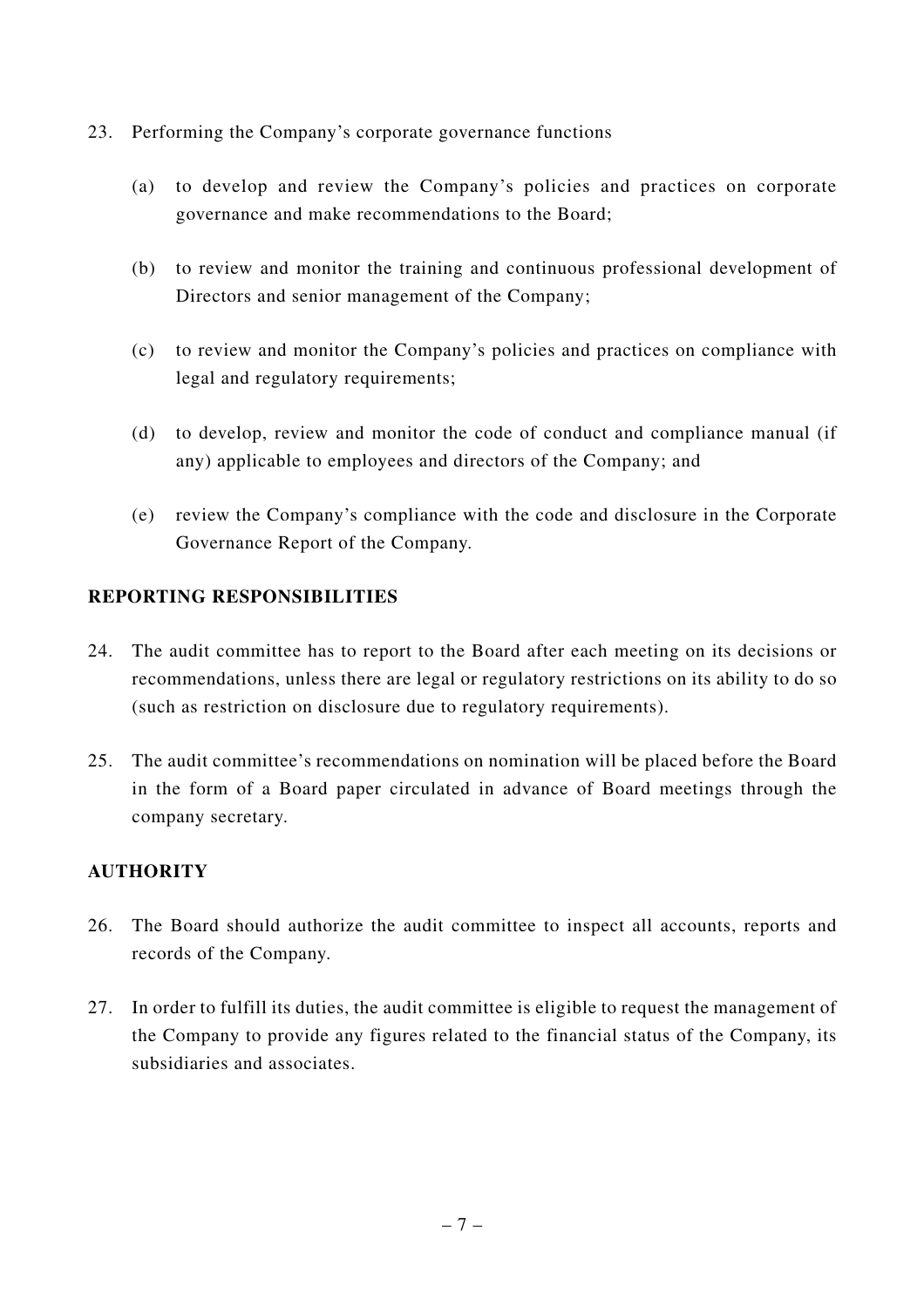23. Performing the Company's corporate governance functions

    (a) to develop and review the Company's policies and practices on corporate governance and make recommendations to the Board;

    (b) to review and monitor the training and continuous professional development of Directors and senior management of the Company;

    (c) to review and monitor the Company's policies and practices on compliance with legal and regulatory requirements;

    (d) to develop, review and monitor the code of conduct and compliance manual (if any) applicable to employees and directors of the Company; and

    (e) review the Company's compliance with the code and disclosure in the Corporate Governance Report of the Company.

## REPORTING RESPONSIBILITIES

24. The audit committee has to report to the Board after each meeting on its decisions or recommendations, unless there are legal or regulatory restrictions on its ability to do so (such as restriction on disclosure due to regulatory requirements).

25. The audit committee's recommendations on nomination will be placed before the Board in the form of a Board paper circulated in advance of Board meetings through the company secretary.

## AUTHORITY

26. The Board should authorize the audit committee to inspect all accounts, reports and records of the Company.

27. In order to fulfill its duties, the audit committee is eligible to request the management of the Company to provide any figures related to the financial status of the Company, its subsidiaries and associates.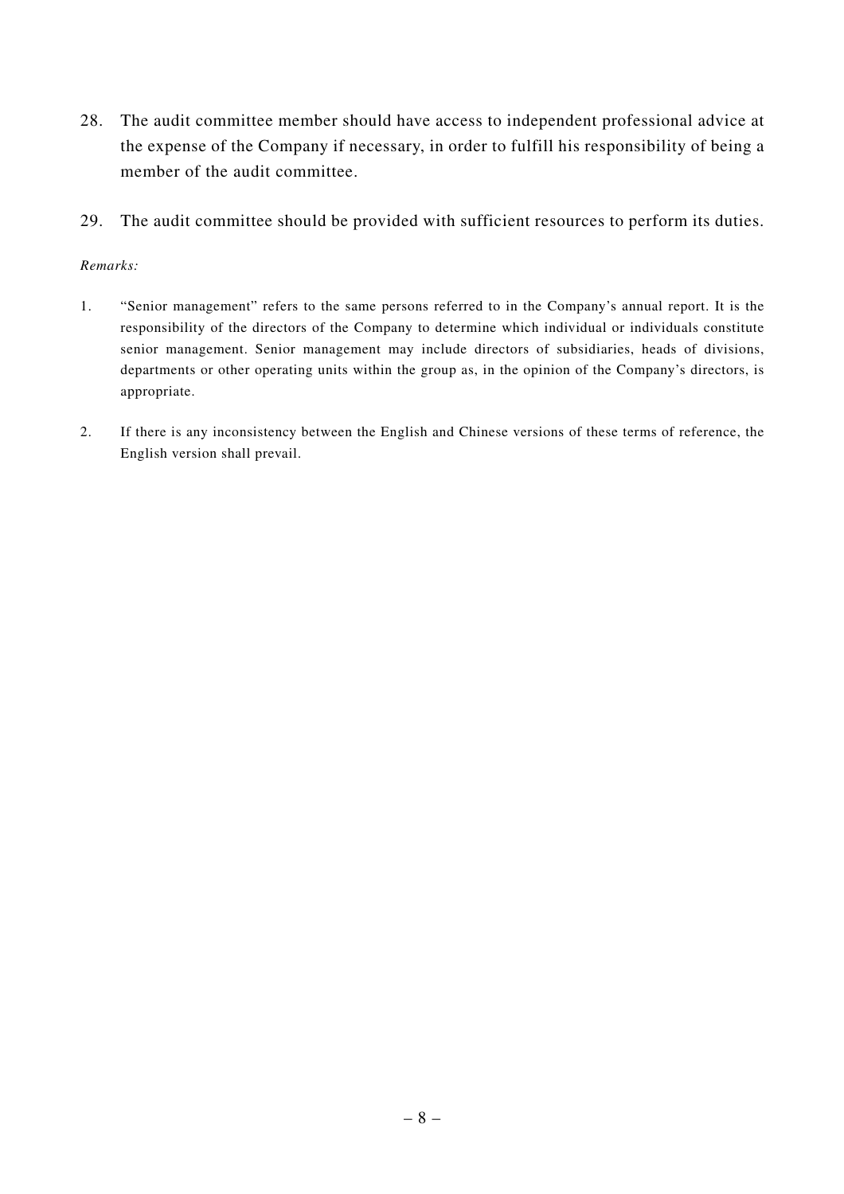28. The audit committee member should have access to independent professional advice at the expense of the Company if necessary, in order to fulfill his responsibility of being a member of the audit committee.

29. The audit committee should be provided with sufficient resources to perform its duties.

*Remarks:*

1. "Senior management" refers to the same persons referred to in the Company's annual report. It is the responsibility of the directors of the Company to determine which individual or individuals constitute senior management. Senior management may include directors of subsidiaries, heads of divisions, departments or other operating units within the group as, in the opinion of the Company's directors, is appropriate.

2. If there is any inconsistency between the English and Chinese versions of these terms of reference, the English version shall prevail.